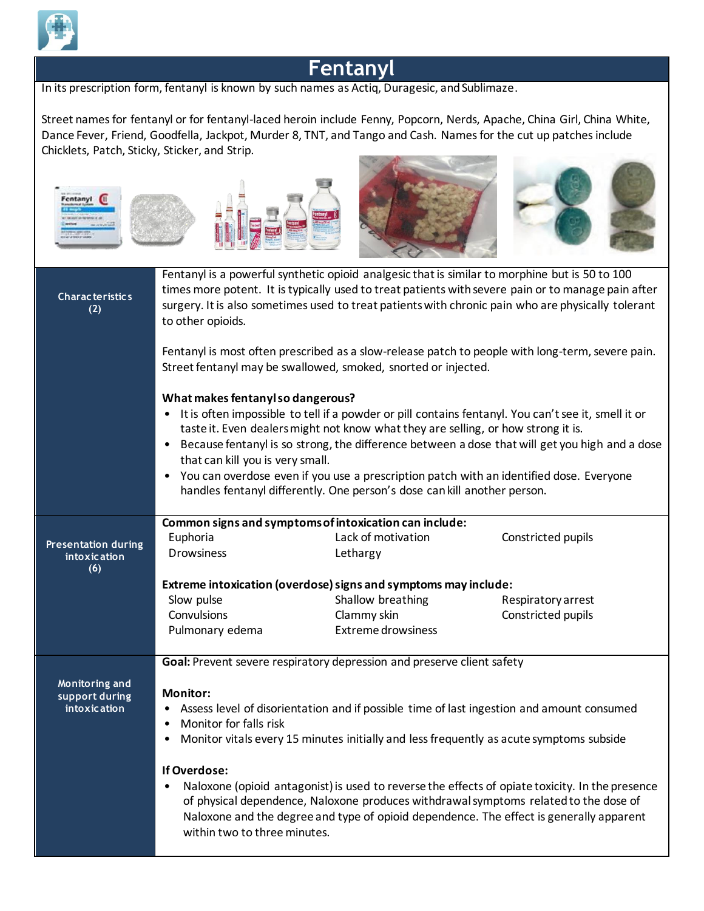# Fentanyl

In its prescription form, fentanyl is known by such names as Actiq, Duragesic, and Sublimaze.

Street names for fentanyl or for fentanyl-laced heroin include Fenny, Popcorn, Nerds, Apache, China Girl, China White, Dance Fever, Friend, Goodfella, Jackpot, Murder 8, TNT, and Tango and Cash. Names for the cut up patches include Chicklets, Patch, Sticky, Sticker, and Strip.

## Characteristics (2)

Fentanyl is a powerful synthetic opioid analgesic that is similar to morphine but is 50 to 100 times more potent. It is typically used to treat patients with severe pain or to manage pain after surgery. It is also sometimes used to treat patients with chronic pain who are physically tolerant to other opioids.

Fentanyl is most often prescribed as a slow-release patch to people with long-term, severe pain. Street fentanyl may be swallowed, smoked, snorted or injected.

**What makes fentanyl so dangerous?**

- It is often impossible to tell if a powder or pill contains fentanyl. You can't see it, smell it or taste it. Even dealers might not know what they are selling, or how strong it is.
- Because fentanyl is so strong, the difference between a dose that will get you high and a dose that can kill you is very small.
- You can overdose even if you use a prescription patch with an identified dose. Everyone handles fentanyl differently. One person's dose can kill another person.

## Presentation during intoxication (6)

**Common signs and symptoms of intoxication can include:**

- Euphoria
- Drowsiness
- Lack of motivation
- Lethargy
- Constricted pupils

**Extreme intoxication (overdose) signs and symptoms may include:**

- Slow pulse
- Convulsions
- Pulmonary edema
- Shallow breathing
- Clammy skin
- Extreme drowsiness
- Respiratory arrest
- Constricted pupils

## Monitoring and support during intoxication

**Goal:** Prevent severe respiratory depression and preserve client safety

**Monitor:**

- Assess level of disorientation and if possible time of last ingestion and amount consumed
- Monitor for falls risk
- Monitor vitals every 15 minutes initially and less frequently as acute symptoms subside

**If Overdose:**

- Naloxone (opioid antagonist) is used to reverse the effects of opiate toxicity. In the presence of physical dependence, Naloxone produces withdrawal symptoms related to the dose of Naloxone and the degree and type of opioid dependence. The effect is generally apparent within two to three minutes.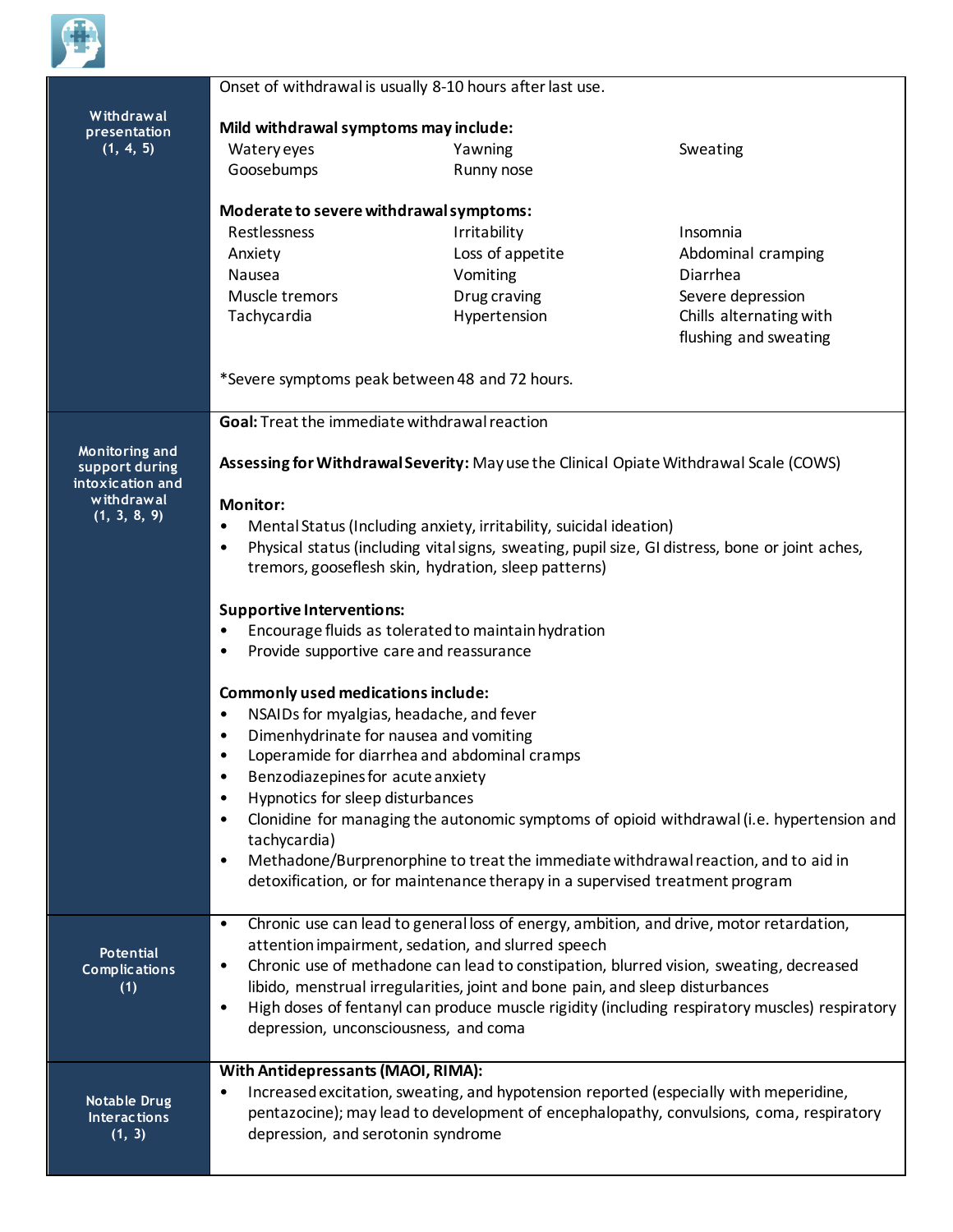| | |
|---|---|
| **Withdrawal presentation (1, 4, 5)** | Onset of withdrawal is usually 8-10 hours after last use.<br><br>**Mild withdrawal symptoms may include:**<br>Watery eyes<br>Yawning<br>Sweating<br>Goosebumps<br>Runny nose<br><br>**Moderate to severe withdrawal symptoms:**<br>Restlessness<br>Irritability<br>Insomnia<br>Anxiety<br>Loss of appetite<br>Abdominal cramping<br>Nausea<br>Vomiting<br>Diarrhea<br>Muscle tremors<br>Drug craving<br>Severe depression<br>Tachycardia<br>Hypertension<br>Chills alternating with flushing and sweating<br><br>*Severe symptoms peak between 48 and 72 hours. |
| **Monitoring and support during intoxication and withdrawal (1, 3, 8, 9)** | **Goal:** Treat the immediate withdrawal reaction<br><br>**Assessing for Withdrawal Severity:** May use the Clinical Opiate Withdrawal Scale (COWS)<br><br>**Monitor:**<br>• Mental Status (Including anxiety, irritability, suicidal ideation)<br>• Physical status (including vital signs, sweating, pupil size, GI distress, bone or joint aches, tremors, gooseflesh skin, hydration, sleep patterns)<br><br>**Supportive Interventions:**<br>• Encourage fluids as tolerated to maintain hydration<br>• Provide supportive care and reassurance<br><br>**Commonly used medications include:**<br>• NSAIDs for myalgias, headache, and fever<br>• Dimenhydrinate for nausea and vomiting<br>• Loperamide for diarrhea and abdominal cramps<br>• Benzodiazepines for acute anxiety<br>• Hypnotics for sleep disturbances<br>• Clonidine for managing the autonomic symptoms of opioid withdrawal (i.e. hypertension and tachycardia)<br>• Methadone/Burprenorphine to treat the immediate withdrawal reaction, and to aid in detoxification, or for maintenance therapy in a supervised treatment program |
| **Potential Complications (1)** | • Chronic use can lead to general loss of energy, ambition, and drive, motor retardation, attention impairment, sedation, and slurred speech<br>• Chronic use of methadone can lead to constipation, blurred vision, sweating, decreased libido, menstrual irregularities, joint and bone pain, and sleep disturbances<br>• High doses of fentanyl can produce muscle rigidity (including respiratory muscles) respiratory depression, unconsciousness, and coma |
| **Notable Drug Interactions (1, 3)** | **With Antidepressants (MAOI, RIMA):**<br>• Increased excitation, sweating, and hypotension reported (especially with meperidine, pentazocine); may lead to development of encephalopathy, convulsions, coma, respiratory depression, and serotonin syndrome |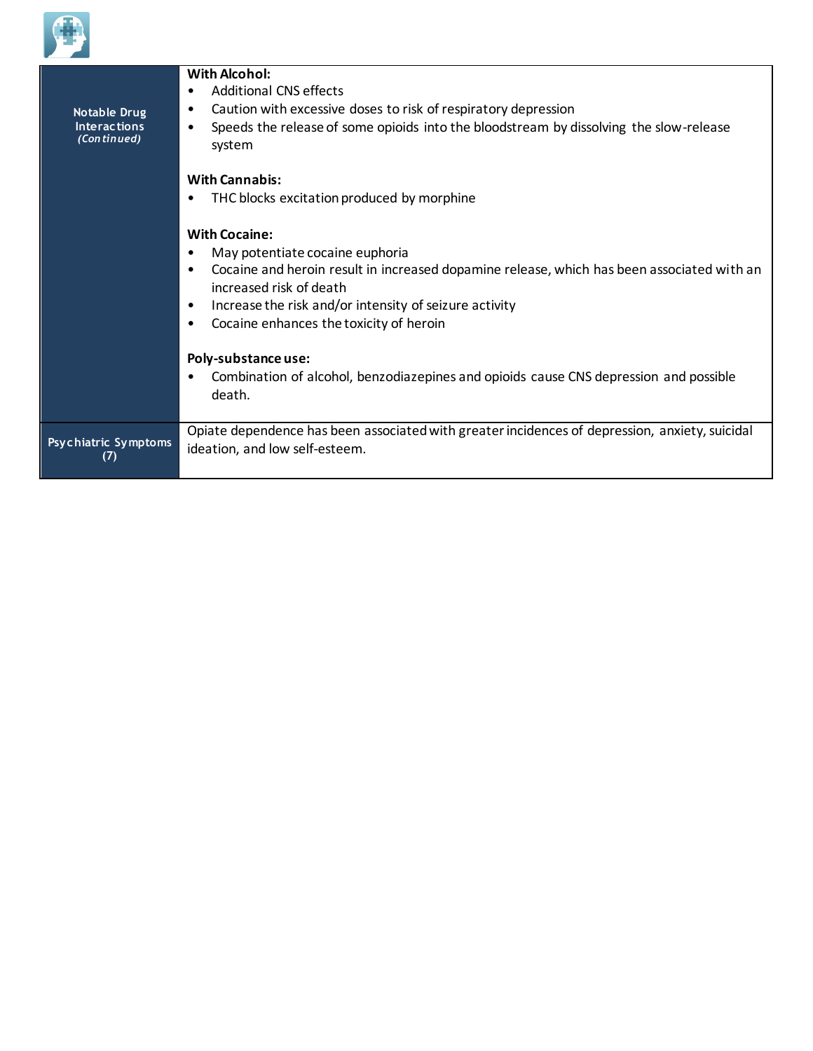| | |
|---|---|
| **Notable Drug Interactions** *(Continued)* | **With Alcohol:**<br>• Additional CNS effects<br>• Caution with excessive doses to risk of respiratory depression<br>• Speeds the release of some opioids into the bloodstream by dissolving the slow-release system<br><br>**With Cannabis:**<br>• THC blocks excitation produced by morphine<br><br>**With Cocaine:**<br>• May potentiate cocaine euphoria<br>• Cocaine and heroin result in increased dopamine release, which has been associated with an increased risk of death<br>• Increase the risk and/or intensity of seizure activity<br>• Cocaine enhances the toxicity of heroin<br><br>**Poly-substance use:**<br>• Combination of alcohol, benzodiazepines and opioids cause CNS depression and possible death. |
| **Psychiatric Symptoms (7)** | Opiate dependence has been associated with greater incidences of depression, anxiety, suicidal ideation, and low self-esteem. |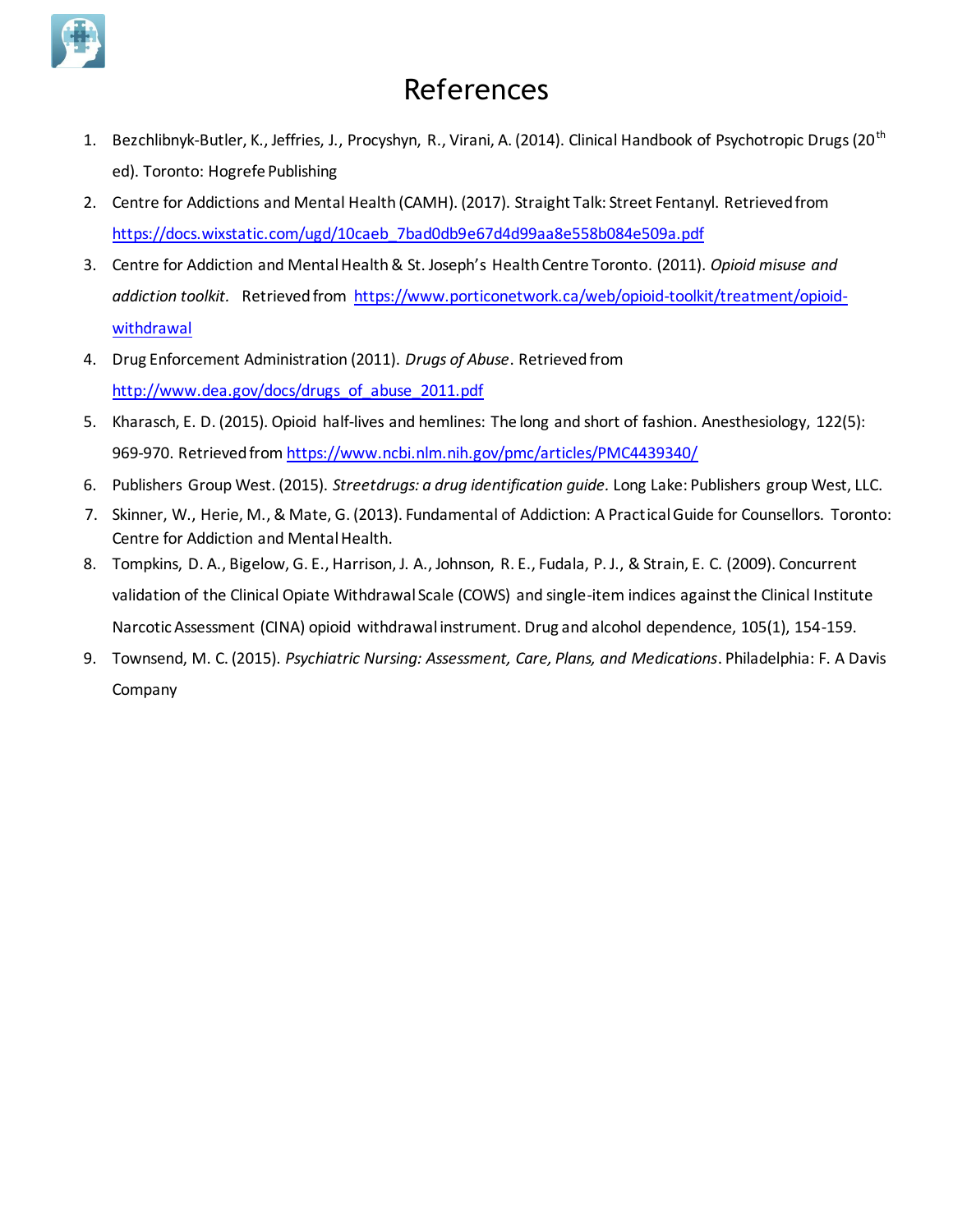# References

1. Bezchlibnyk-Butler, K., Jeffries, J., Procyshyn, R., Virani, A. (2014). Clinical Handbook of Psychotropic Drugs (20th ed). Toronto: Hogrefe Publishing
2. Centre for Addictions and Mental Health (CAMH). (2017). Straight Talk: Street Fentanyl. Retrieved from https://docs.wixstatic.com/ugd/10caeb_7bad0db9e67d4d99aa8e558b084e509a.pdf
3. Centre for Addiction and Mental Health & St. Joseph's Health Centre Toronto. (2011). *Opioid misuse and addiction toolkit.* Retrieved from https://www.porticonetwork.ca/web/opioid-toolkit/treatment/opioid-withdrawal
4. Drug Enforcement Administration (2011). *Drugs of Abuse*. Retrieved from http://www.dea.gov/docs/drugs_of_abuse_2011.pdf
5. Kharasch, E. D. (2015). Opioid half-lives and hemlines: The long and short of fashion. Anesthesiology, 122(5): 969-970. Retrieved from https://www.ncbi.nlm.nih.gov/pmc/articles/PMC4439340/
6. Publishers Group West. (2015). *Streetdrugs: a drug identification guide*. Long Lake: Publishers group West, LLC.
7. Skinner, W., Herie, M., & Mate, G. (2013). Fundamental of Addiction: A Practical Guide for Counsellors. Toronto: Centre for Addiction and Mental Health.
8. Tompkins, D. A., Bigelow, G. E., Harrison, J. A., Johnson, R. E., Fudala, P. J., & Strain, E. C. (2009). Concurrent validation of the Clinical Opiate Withdrawal Scale (COWS) and single-item indices against the Clinical Institute Narcotic Assessment (CINA) opioid withdrawal instrument. Drug and alcohol dependence, 105(1), 154-159.
9. Townsend, M. C. (2015). *Psychiatric Nursing: Assessment, Care, Plans, and Medications*. Philadelphia: F. A Davis Company